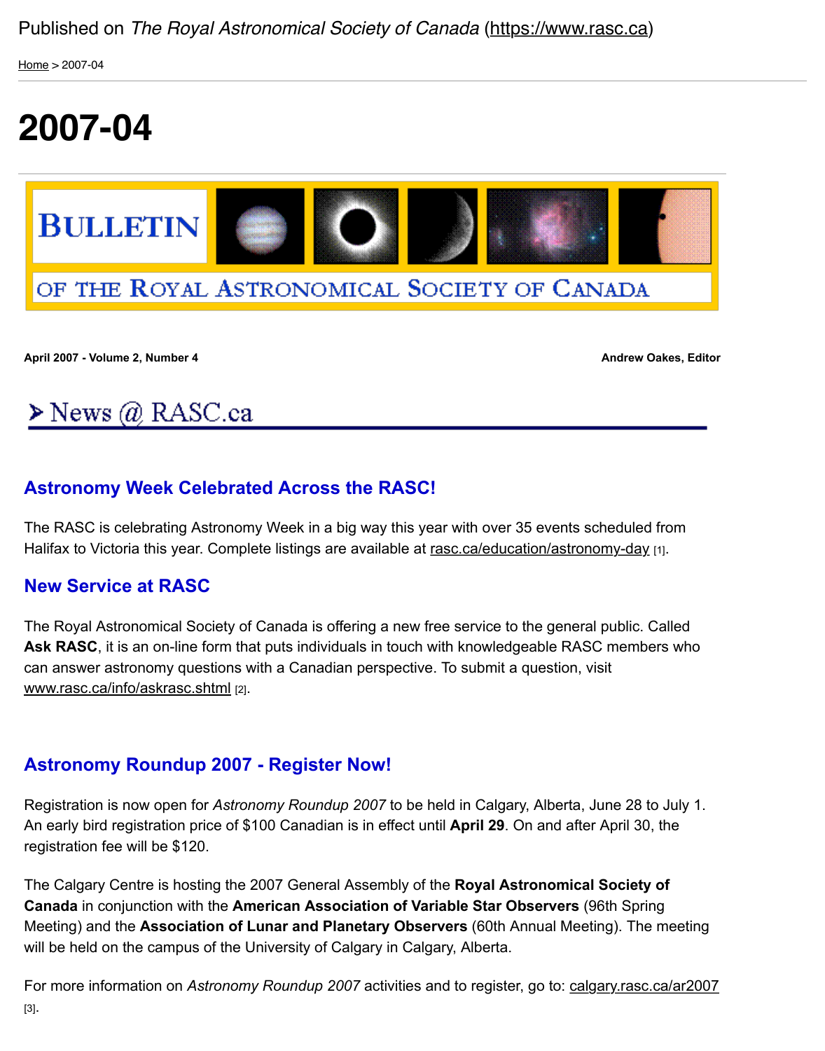Published on *The Royal Astronomical Society of Canada* (https://www.rasc.ca)

Home > 2007-04

# 2007-04

BULLETIN OF THE ROYAL ASTRONOMICAL SOCIETY OF CANADA

**April 2007 - Volume 2, Number 4**

**Andrew Oakes, Editor**

## News @ RASC.ca

### Astronomy Week Celebrated Across the RASC!

The RASC is celebrating Astronomy Week in a big way this year with over 35 events scheduled from Halifax to Victoria this year. Complete listings are available at rasc.ca/education/astronomy-day [1].

### New Service at RASC

The Royal Astronomical Society of Canada is offering a new free service to the general public. Called **Ask RASC**, it is an on-line form that puts individuals in touch with knowledgeable RASC members who can answer astronomy questions with a Canadian perspective. To submit a question, visit www.rasc.ca/info/askrasc.shtml [2].

### Astronomy Roundup 2007 - Register Now!

Registration is now open for *Astronomy Roundup 2007* to be held in Calgary, Alberta, June 28 to July 1. An early bird registration price of $100 Canadian is in effect until **April 29**. On and after April 30, the registration fee will be $120.

The Calgary Centre is hosting the 2007 General Assembly of the **Royal Astronomical Society of Canada** in conjunction with the **American Association of Variable Star Observers** (96th Spring Meeting) and the **Association of Lunar and Planetary Observers** (60th Annual Meeting). The meeting will be held on the campus of the University of Calgary in Calgary, Alberta.

For more information on *Astronomy Roundup 2007* activities and to register, go to: calgary.rasc.ca/ar2007 [3].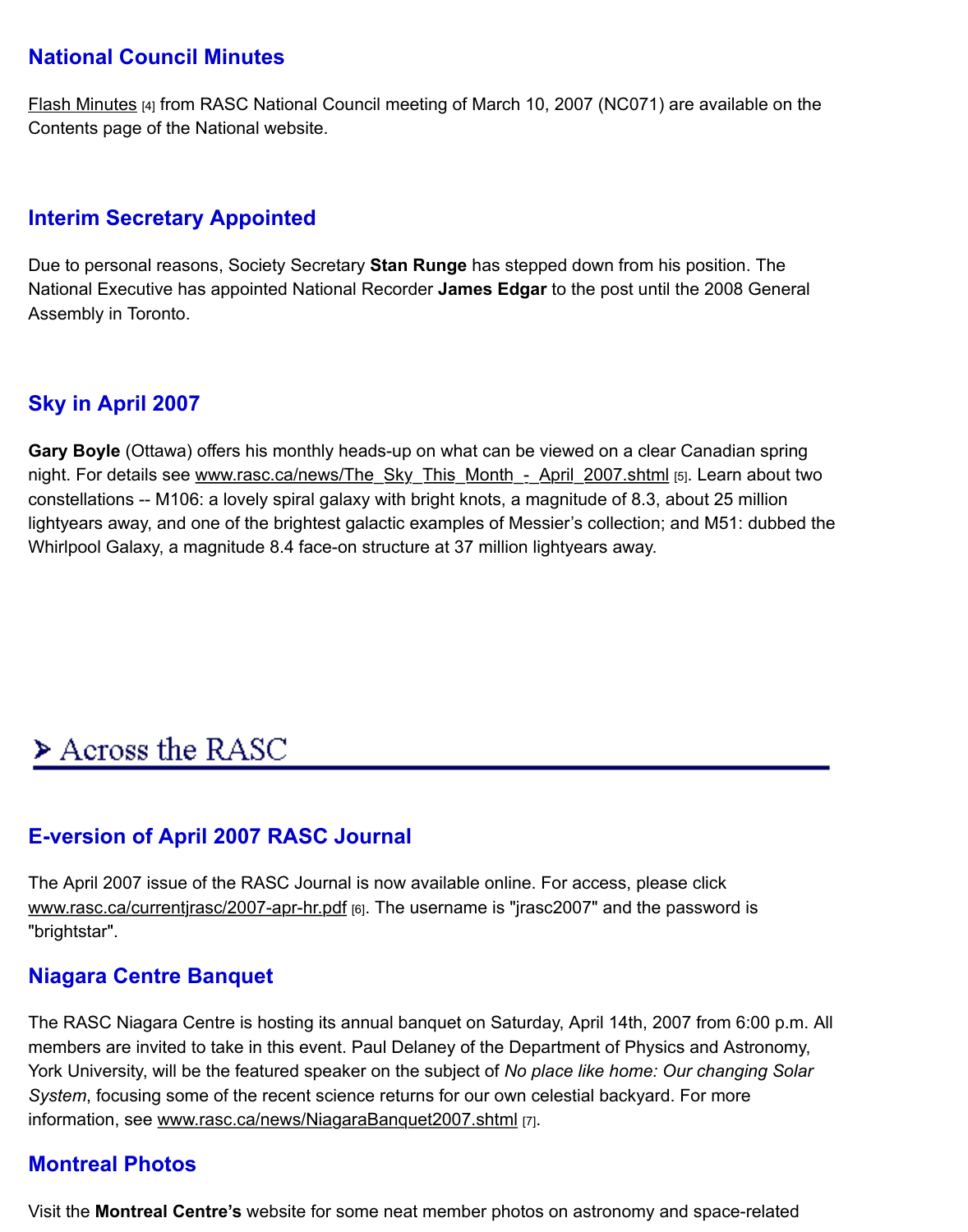## National Council Minutes

Flash Minutes [4] from RASC National Council meeting of March 10, 2007 (NC071) are available on the Contents page of the National website.

## Interim Secretary Appointed

Due to personal reasons, Society Secretary **Stan Runge** has stepped down from his position. The National Executive has appointed National Recorder **James Edgar** to the post until the 2008 General Assembly in Toronto.

## Sky in April 2007

**Gary Boyle** (Ottawa) offers his monthly heads-up on what can be viewed on a clear Canadian spring night. For details see www.rasc.ca/news/The_Sky_This_Month_-_April_2007.shtml [5]. Learn about two constellations -- M106: a lovely spiral galaxy with bright knots, a magnitude of 8.3, about 25 million lightyears away, and one of the brightest galactic examples of Messier's collection; and M51: dubbed the Whirlpool Galaxy, a magnitude 8.4 face-on structure at 37 million lightyears away.

# Across the RASC

## E-version of April 2007 RASC Journal

The April 2007 issue of the RASC Journal is now available online. For access, please click www.rasc.ca/currentjrasc/2007-apr-hr.pdf [6]. The username is "jrasc2007" and the password is "brightstar".

## Niagara Centre Banquet

The RASC Niagara Centre is hosting its annual banquet on Saturday, April 14th, 2007 from 6:00 p.m. All members are invited to take in this event. Paul Delaney of the Department of Physics and Astronomy, York University, will be the featured speaker on the subject of *No place like home: Our changing Solar System*, focusing some of the recent science returns for our own celestial backyard. For more information, see www.rasc.ca/news/NiagaraBanquet2007.shtml [7].

## Montreal Photos

Visit the **Montreal Centre's** website for some neat member photos on astronomy and space-related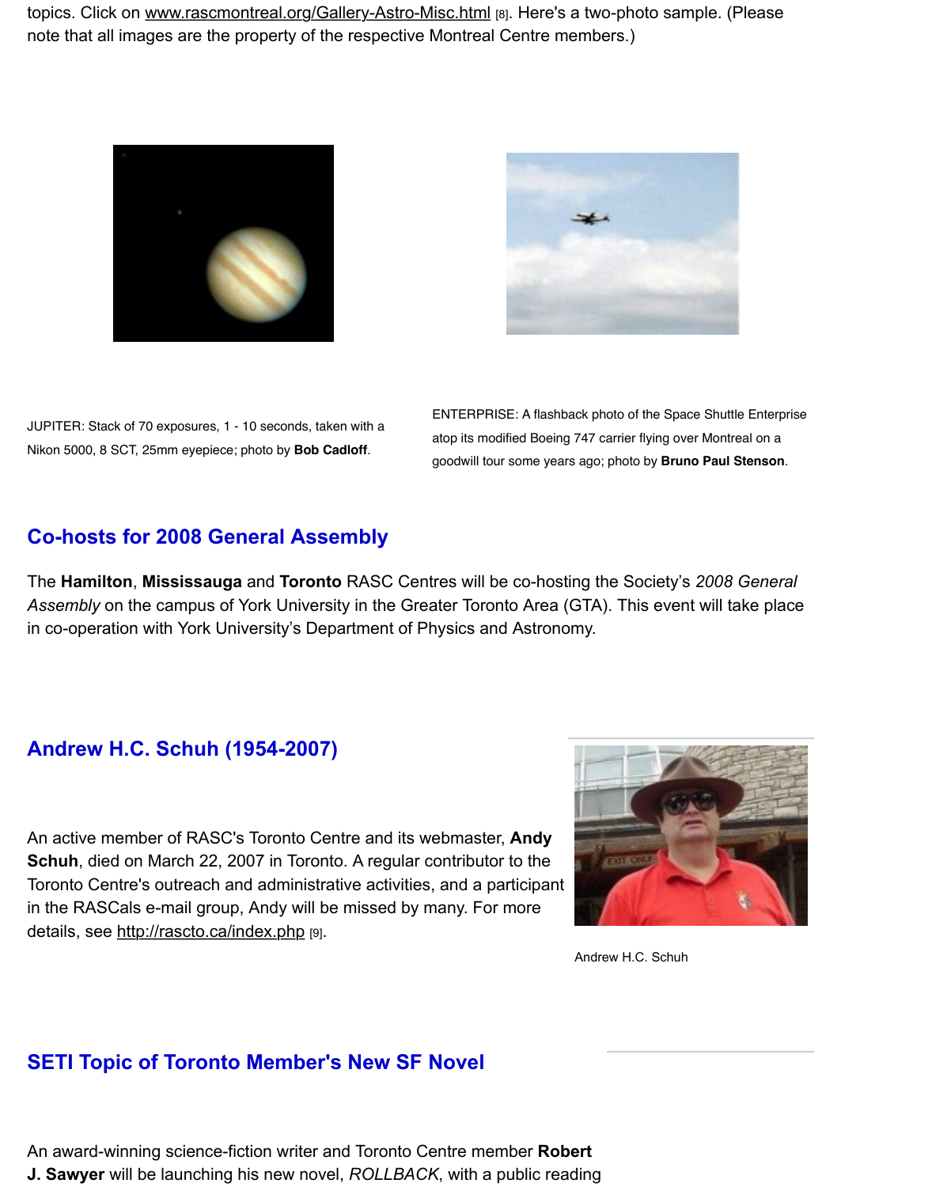topics. Click on www.rascmontreal.org/Gallery-Astro-Misc.html [8]. Here's a two-photo sample. (Please note that all images are the property of the respective Montreal Centre members.)

JUPITER: Stack of 70 exposures, 1 - 10 seconds, taken with a Nikon 5000, 8 SCT, 25mm eyepiece; photo by **Bob Cadloff**.

ENTERPRISE: A flashback photo of the Space Shuttle Enterprise atop its modified Boeing 747 carrier flying over Montreal on a goodwill tour some years ago; photo by **Bruno Paul Stenson**.

## Co-hosts for 2008 General Assembly

The **Hamilton**, **Mississauga** and **Toronto** RASC Centres will be co-hosting the Society's *2008 General Assembly* on the campus of York University in the Greater Toronto Area (GTA). This event will take place in co-operation with York University's Department of Physics and Astronomy.

## Andrew H.C. Schuh (1954-2007)

An active member of RASC's Toronto Centre and its webmaster, **Andy Schuh**, died on March 22, 2007 in Toronto. A regular contributor to the Toronto Centre's outreach and administrative activities, and a participant in the RASCals e-mail group, Andy will be missed by many. For more details, see http://rascto.ca/index.php [9].

Andrew H.C. Schuh

## SETI Topic of Toronto Member's New SF Novel

An award-winning science-fiction writer and Toronto Centre member **Robert J. Sawyer** will be launching his new novel, *ROLLBACK*, with a public reading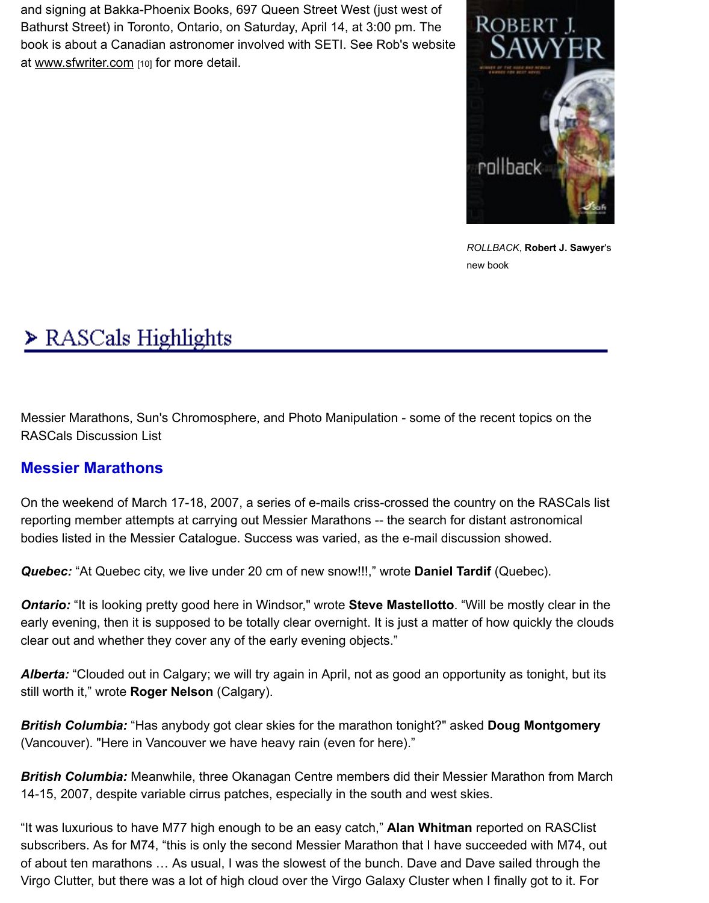and signing at Bakka-Phoenix Books, 697 Queen Street West (just west of Bathurst Street) in Toronto, Ontario, on Saturday, April 14, at 3:00 pm. The book is about a Canadian astronomer involved with SETI. See Rob's website at www.sfwriter.com [10] for more detail.

*ROLLBACK*, **Robert J. Sawyer**'s new book

## RASCals Highlights

Messier Marathons, Sun's Chromosphere, and Photo Manipulation - some of the recent topics on the RASCals Discussion List

### Messier Marathons

On the weekend of March 17-18, 2007, a series of e-mails criss-crossed the country on the RASCals list reporting member attempts at carrying out Messier Marathons -- the search for distant astronomical bodies listed in the Messier Catalogue. Success was varied, as the e-mail discussion showed.

***Quebec:*** "At Quebec city, we live under 20 cm of new snow!!!," wrote **Daniel Tardif** (Quebec).

***Ontario:*** "It is looking pretty good here in Windsor," wrote **Steve Mastellotto**. "Will be mostly clear in the early evening, then it is supposed to be totally clear overnight. It is just a matter of how quickly the clouds clear out and whether they cover any of the early evening objects."

***Alberta:*** "Clouded out in Calgary; we will try again in April, not as good an opportunity as tonight, but its still worth it," wrote **Roger Nelson** (Calgary).

***British Columbia:*** "Has anybody got clear skies for the marathon tonight?" asked **Doug Montgomery** (Vancouver). "Here in Vancouver we have heavy rain (even for here)."

***British Columbia:*** Meanwhile, three Okanagan Centre members did their Messier Marathon from March 14-15, 2007, despite variable cirrus patches, especially in the south and west skies.

"It was luxurious to have M77 high enough to be an easy catch," **Alan Whitman** reported on RASClist subscribers. As for M74, "this is only the second Messier Marathon that I have succeeded with M74, out of about ten marathons … As usual, I was the slowest of the bunch. Dave and Dave sailed through the Virgo Clutter, but there was a lot of high cloud over the Virgo Galaxy Cluster when I finally got to it. For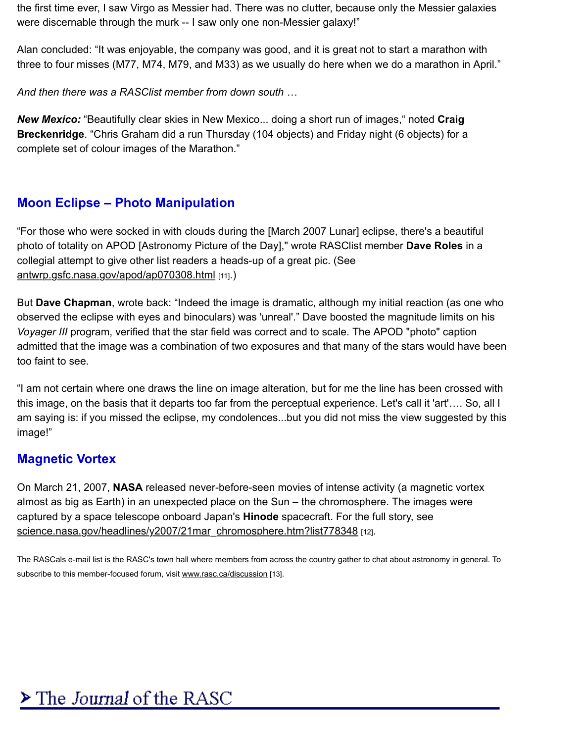the first time ever, I saw Virgo as Messier had. There was no clutter, because only the Messier galaxies were discernable through the murk -- I saw only one non-Messier galaxy!"

Alan concluded: "It was enjoyable, the company was good, and it is great not to start a marathon with three to four misses (M77, M74, M79, and M33) as we usually do here when we do a marathon in April."

*And then there was a RASClist member from down south …*

***New Mexico:*** "Beautifully clear skies in New Mexico... doing a short run of images," noted **Craig Breckenridge**. "Chris Graham did a run Thursday (104 objects) and Friday night (6 objects) for a complete set of colour images of the Marathon."

## Moon Eclipse – Photo Manipulation

"For those who were socked in with clouds during the [March 2007 Lunar] eclipse, there's a beautiful photo of totality on APOD [Astronomy Picture of the Day]," wrote RASClist member **Dave Roles** in a collegial attempt to give other list readers a heads-up of a great pic. (See antwrp.gsfc.nasa.gov/apod/ap070308.html [11].)

But **Dave Chapman**, wrote back: "Indeed the image is dramatic, although my initial reaction (as one who observed the eclipse with eyes and binoculars) was 'unreal'." Dave boosted the magnitude limits on his *Voyager III* program, verified that the star field was correct and to scale. The APOD "photo" caption admitted that the image was a combination of two exposures and that many of the stars would have been too faint to see.

"I am not certain where one draws the line on image alteration, but for me the line has been crossed with this image, on the basis that it departs too far from the perceptual experience. Let's call it 'art'…. So, all I am saying is: if you missed the eclipse, my condolences...but you did not miss the view suggested by this image!"

## Magnetic Vortex

On March 21, 2007, **NASA** released never-before-seen movies of intense activity (a magnetic vortex almost as big as Earth) in an unexpected place on the Sun – the chromosphere. The images were captured by a space telescope onboard Japan's **Hinode** spacecraft. For the full story, see science.nasa.gov/headlines/y2007/21mar_chromosphere.htm?list778348 [12].

The RASCals e-mail list is the RASC's town hall where members from across the country gather to chat about astronomy in general. To subscribe to this member-focused forum, visit www.rasc.ca/discussion [13].

> The *Journal* of the RASC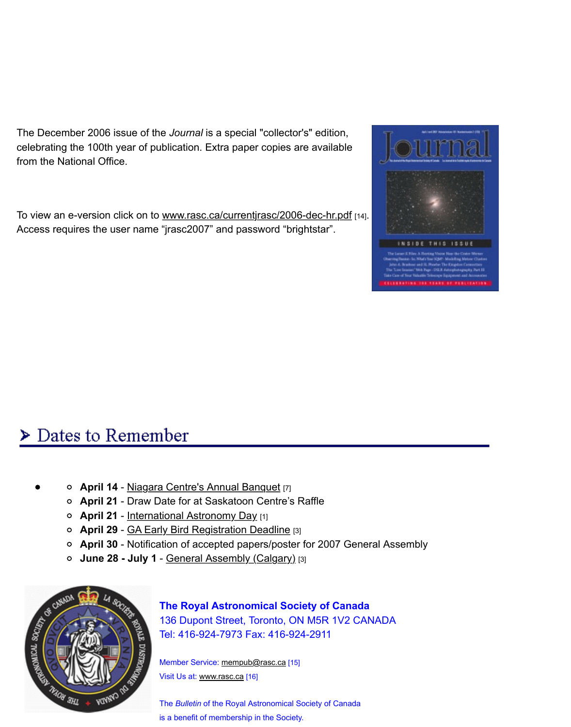The December 2006 issue of the *Journal* is a special "collector's" edition, celebrating the 100th year of publication. Extra paper copies are available from the National Office.

To view an e-version click on to www.rasc.ca/currentjrasc/2006-dec-hr.pdf [14]. Access requires the user name “jrasc2007” and password “brightstar”.

## Dates to Remember

- **April 14** - Niagara Centre's Annual Banquet [7]
- **April 21** - Draw Date for at Saskatoon Centre’s Raffle
- **April 21** - International Astronomy Day [1]
- **April 29** - GA Early Bird Registration Deadline [3]
- **April 30** - Notification of accepted papers/poster for 2007 General Assembly
- **June 28 - July 1** - General Assembly (Calgary) [3]

**The Royal Astronomical Society of Canada**
136 Dupont Street, Toronto, ON M5R 1V2 CANADA
Tel: 416-924-7973 Fax: 416-924-2911

Member Service: mempub@rasc.ca [15]
Visit Us at: www.rasc.ca [16]

The *Bulletin* of the Royal Astronomical Society of Canada is a benefit of membership in the Society.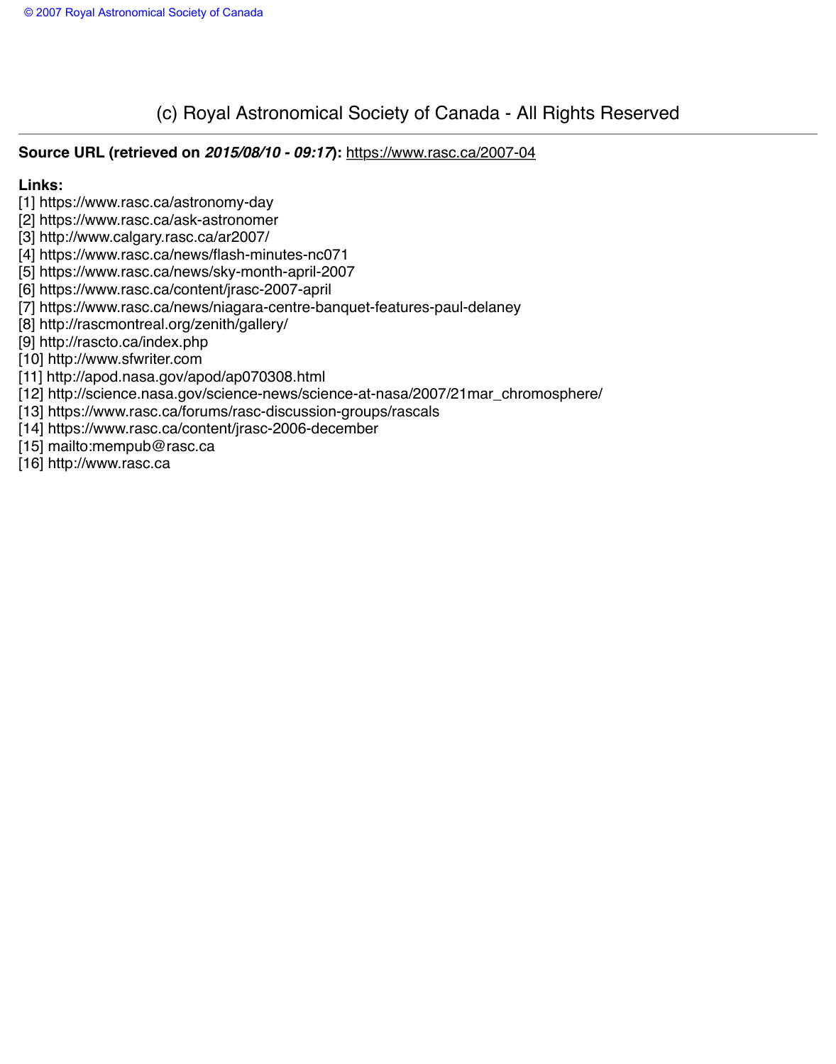(c) Royal Astronomical Society of Canada - All Rights Reserved

---

**Source URL (retrieved on *2015/08/10 - 09:17*):** https://www.rasc.ca/2007-04

**Links:**
[1] https://www.rasc.ca/astronomy-day
[2] https://www.rasc.ca/ask-astronomer
[3] http://www.calgary.rasc.ca/ar2007/
[4] https://www.rasc.ca/news/flash-minutes-nc071
[5] https://www.rasc.ca/news/sky-month-april-2007
[6] https://www.rasc.ca/content/jrasc-2007-april
[7] https://www.rasc.ca/news/niagara-centre-banquet-features-paul-delaney
[8] http://rascmontreal.org/zenith/gallery/
[9] http://rascto.ca/index.php
[10] http://www.sfwriter.com
[11] http://apod.nasa.gov/apod/ap070308.html
[12] http://science.nasa.gov/science-news/science-at-nasa/2007/21mar_chromosphere/
[13] https://www.rasc.ca/forums/rasc-discussion-groups/rascals
[14] https://www.rasc.ca/content/jrasc-2006-december
[15] mailto:mempub@rasc.ca
[16] http://www.rasc.ca